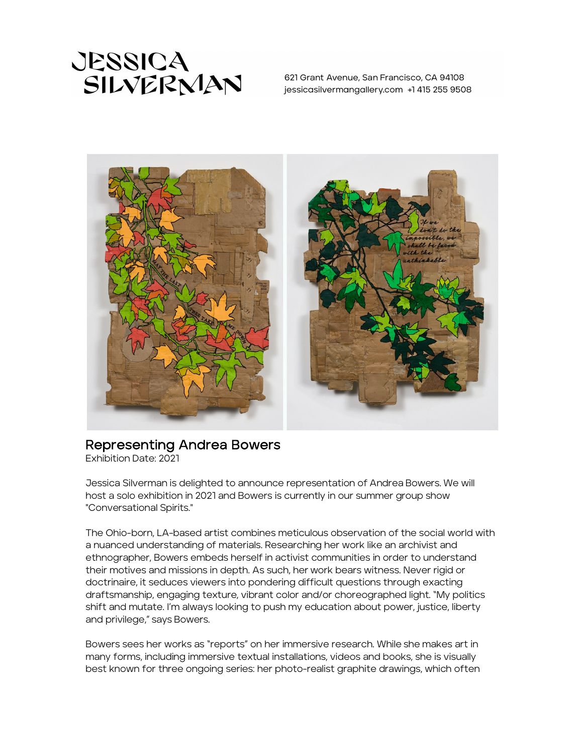JESSICA SILVERMAN

621 Grant Avenue, San Francisco, CA 94108
jessicasilvermangallery.com +1 415 255 9508

## Representing Andrea Bowers

Exhibition Date: 2021

Jessica Silverman is delighted to announce representation of Andrea Bowers. We will host a solo exhibition in 2021 and Bowers is currently in our summer group show "Conversational Spirits."

The Ohio-born, LA-based artist combines meticulous observation of the social world with a nuanced understanding of materials. Researching her work like an archivist and ethnographer, Bowers embeds herself in activist communities in order to understand their motives and missions in depth. As such, her work bears witness. Never rigid or doctrinaire, it seduces viewers into pondering difficult questions through exacting draftsmanship, engaging texture, vibrant color and/or choreographed light. "My politics shift and mutate. I'm always looking to push my education about power, justice, liberty and privilege," says Bowers.

Bowers sees her works as "reports" on her immersive research. While she makes art in many forms, including immersive textual installations, videos and books, she is visually best known for three ongoing series: her photo-realist graphite drawings, which often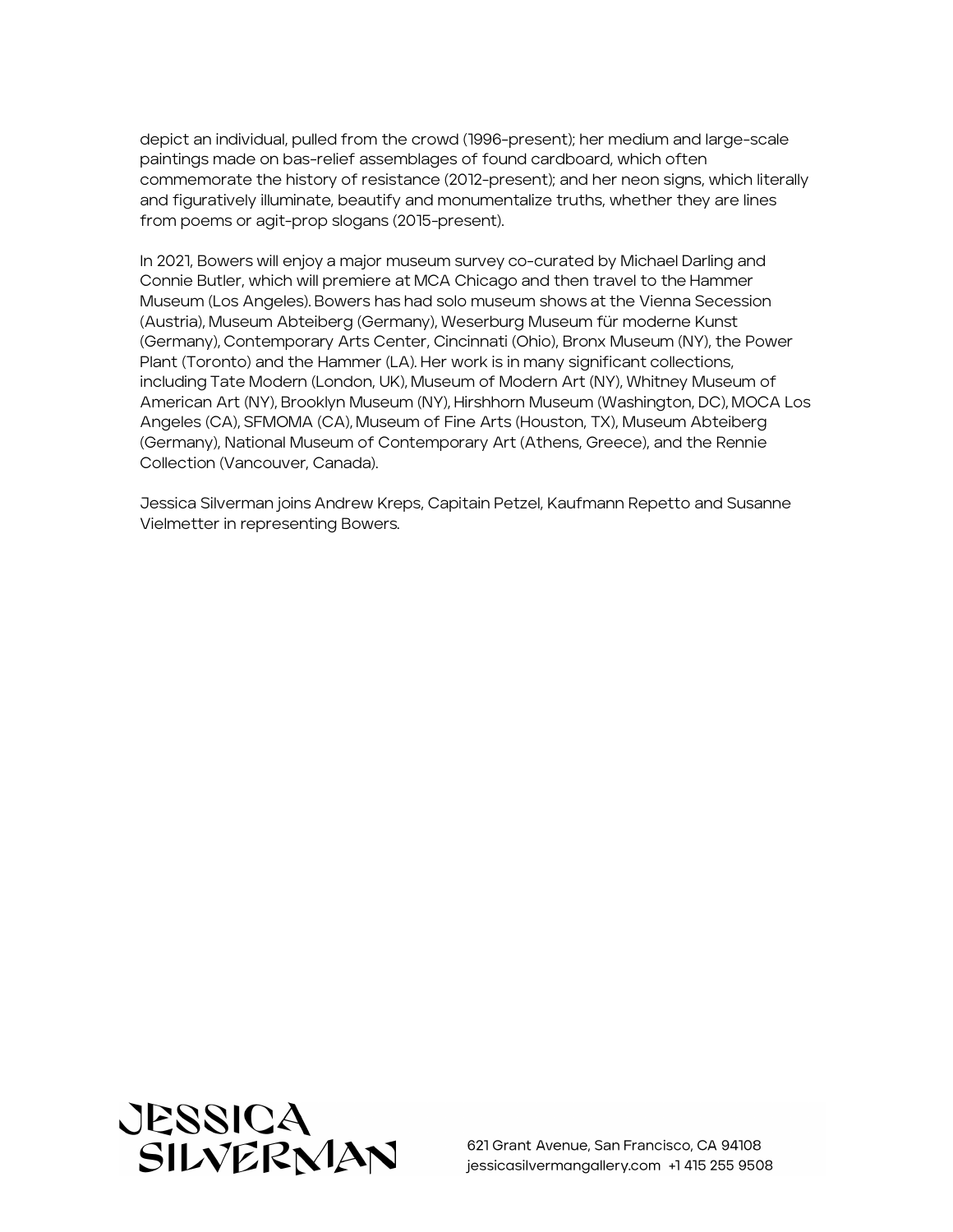depict an individual, pulled from the crowd (1996-present); her medium and large-scale paintings made on bas-relief assemblages of found cardboard, which often commemorate the history of resistance (2012-present); and her neon signs, which literally and figuratively illuminate, beautify and monumentalize truths, whether they are lines from poems or agit-prop slogans (2015-present).

In 2021, Bowers will enjoy a major museum survey co-curated by Michael Darling and Connie Butler, which will premiere at MCA Chicago and then travel to the Hammer Museum (Los Angeles). Bowers has had solo museum shows at the Vienna Secession (Austria), Museum Abteiberg (Germany), Weserburg Museum für moderne Kunst (Germany), Contemporary Arts Center, Cincinnati (Ohio), Bronx Museum (NY), the Power Plant (Toronto) and the Hammer (LA). Her work is in many significant collections, including Tate Modern (London, UK), Museum of Modern Art (NY), Whitney Museum of American Art (NY), Brooklyn Museum (NY), Hirshhorn Museum (Washington, DC), MOCA Los Angeles (CA), SFMOMA (CA), Museum of Fine Arts (Houston, TX), Museum Abteiberg (Germany), National Museum of Contemporary Art (Athens, Greece), and the Rennie Collection (Vancouver, Canada).

Jessica Silverman joins Andrew Kreps, Capitain Petzel, Kaufmann Repetto and Susanne Vielmetter in representing Bowers.